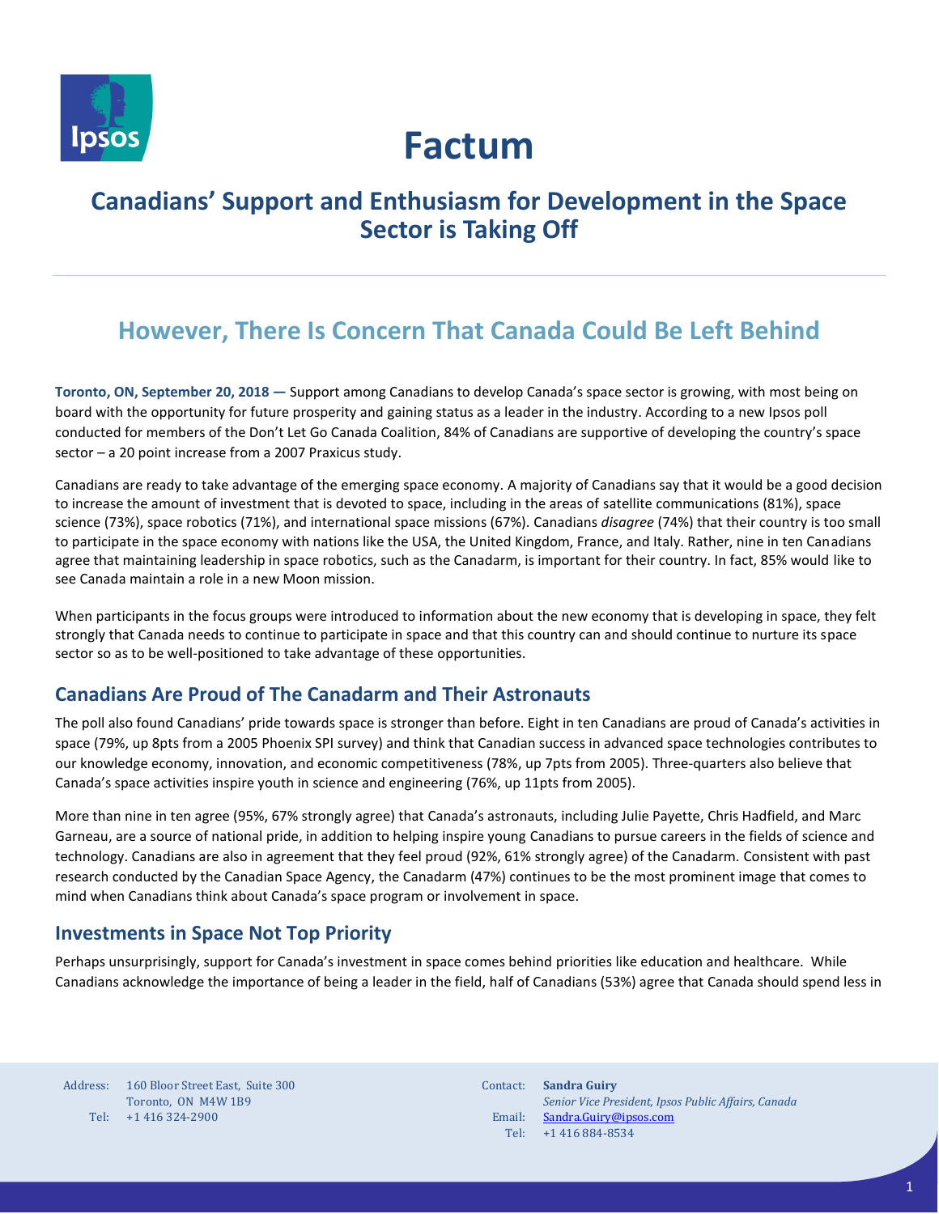# Factum

## Canadians' Support and Enthusiasm for Development in the Space Sector is Taking Off

## However, There Is Concern That Canada Could Be Left Behind

**Toronto, ON, September 20, 2018 —** Support among Canadians to develop Canada's space sector is growing, with most being on board with the opportunity for future prosperity and gaining status as a leader in the industry. According to a new Ipsos poll conducted for members of the Don't Let Go Canada Coalition, 84% of Canadians are supportive of developing the country's space sector – a 20 point increase from a 2007 Praxicus study.

Canadians are ready to take advantage of the emerging space economy. A majority of Canadians say that it would be a good decision to increase the amount of investment that is devoted to space, including in the areas of satellite communications (81%), space science (73%), space robotics (71%), and international space missions (67%). Canadians *disagree* (74%) that their country is too small to participate in the space economy with nations like the USA, the United Kingdom, France, and Italy. Rather, nine in ten Canadians agree that maintaining leadership in space robotics, such as the Canadarm, is important for their country. In fact, 85% would like to see Canada maintain a role in a new Moon mission.

When participants in the focus groups were introduced to information about the new economy that is developing in space, they felt strongly that Canada needs to continue to participate in space and that this country can and should continue to nurture its space sector so as to be well-positioned to take advantage of these opportunities.

### Canadians Are Proud of The Canadarm and Their Astronauts

The poll also found Canadians' pride towards space is stronger than before. Eight in ten Canadians are proud of Canada's activities in space (79%, up 8pts from a 2005 Phoenix SPI survey) and think that Canadian success in advanced space technologies contributes to our knowledge economy, innovation, and economic competitiveness (78%, up 7pts from 2005). Three-quarters also believe that Canada's space activities inspire youth in science and engineering (76%, up 11pts from 2005).

More than nine in ten agree (95%, 67% strongly agreed) that Canada's astronauts, including Julie Payette, Chris Hadfield, and Marc Garneau, are a source of national pride, in addition to helping inspire young Canadians to pursue careers in the fields of science and technology. Canadians are also in agreement that they feel proud (92%, 61% strongly agree) of the Canadarm. Consistent with past research conducted by the Canadian Space Agency, the Canadarm (47%) continues to be the most prominent image that comes to mind when Canadians think about Canada's space program or involvement in space.

### Investments in Space Not Top Priority

Perhaps unsurprisingly, support for Canada's investment in space comes behind priorities like education and healthcare. While Canadians acknowledge the importance of being a leader in the field, half of Canadians (53%) agree that Canada should spend less in

Address: 160 Bloor Street East, Suite 300
Toronto, ON M4W 1B9
Tel: +1 416 324-2900

Contact: **Sandra Guiry**
*Senior Vice President, Ipsos Public Affairs, Canada*
Email: Sandra.Guiry@ipsos.com
Tel: +1 416 884-8534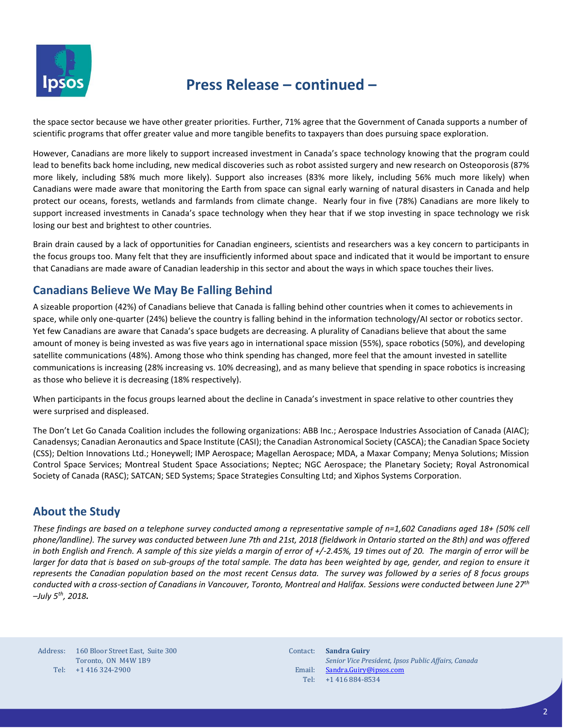the space sector because we have other greater priorities. Further, 71% agree that the Government of Canada supports a number of scientific programs that offer greater value and more tangible benefits to taxpayers than does pursuing space exploration.

However, Canadians are more likely to support increased investment in Canada's space technology knowing that the program could lead to benefits back home including, new medical discoveries such as robot assisted surgery and new research on Osteoporosis (87% more likely, including 58% much more likely). Support also increases (83% more likely, including 56% much more likely) when Canadians were made aware that monitoring the Earth from space can signal early warning of natural disasters in Canada and help protect our oceans, forests, wetlands and farmlands from climate change. Nearly four in five (78%) Canadians are more likely to support increased investments in Canada's space technology when they hear that if we stop investing in space technology we risk losing our best and brightest to other countries.

Brain drain caused by a lack of opportunities for Canadian engineers, scientists and researchers was a key concern to participants in the focus groups too. Many felt that they are insufficiently informed about space and indicated that it would be important to ensure that Canadians are made aware of Canadian leadership in this sector and about the ways in which space touches their lives.

## Canadians Believe We May Be Falling Behind

A sizeable proportion (42%) of Canadians believe that Canada is falling behind other countries when it comes to achievements in space, while only one-quarter (24%) believe the country is falling behind in the information technology/AI sector or robotics sector. Yet few Canadians are aware that Canada's space budgets are decreasing. A plurality of Canadians believe that about the same amount of money is being invested as was five years ago in international space mission (55%), space robotics (50%), and developing satellite communications (48%). Among those who think spending has changed, more feel that the amount invested in satellite communications is increasing (28% increasing vs. 10% decreasing), and as many believe that spending in space robotics is increasing as those who believe it is decreasing (18% respectively).

When participants in the focus groups learned about the decline in Canada's investment in space relative to other countries they were surprised and displeased.

The Don't Let Go Canada Coalition includes the following organizations: ABB Inc.; Aerospace Industries Association of Canada (AIAC); Canadensys; Canadian Aeronautics and Space Institute (CASI); the Canadian Astronomical Society (CASCA); the Canadian Space Society (CSS); Deltion Innovations Ltd.; Honeywell; IMP Aerospace; Magellan Aerospace; MDA, a Maxar Company; Menya Solutions; Mission Control Space Services; Montreal Student Space Associations; Neptec; NGC Aerospace; the Planetary Society; Royal Astronomical Society of Canada (RASC); SATCAN; SED Systems; Space Strategies Consulting Ltd; and Xiphos Systems Corporation.

## About the Study

*These findings are based on a telephone survey conducted among a representative sample of n=1,602 Canadians aged 18+ (50% cell phone/landline). The survey was conducted between June 7th and 21st, 2018 (fieldwork in Ontario started on the 8th) and was offered in both English and French. A sample of this size yields a margin of error of +/-2.45%, 19 times out of 20. The margin of error will be larger for data that is based on sub-groups of the total sample. The data has been weighted by age, gender, and region to ensure it represents the Canadian population based on the most recent Census data. The survey was followed by a series of 8 focus groups conducted with a cross-section of Canadians in Vancouver, Toronto, Montreal and Halifax. Sessions were conducted between June 27th –July 5th, 2018.*

Address: 160 Bloor Street East, Suite 300
Toronto, ON M4W 1B9
Tel: +1 416 324-2900

Contact: **Sandra Guiry**
*Senior Vice President, Ipsos Public Affairs, Canada*
Email: Sandra.Guiry@ipsos.com
Tel: +1 416 884-8534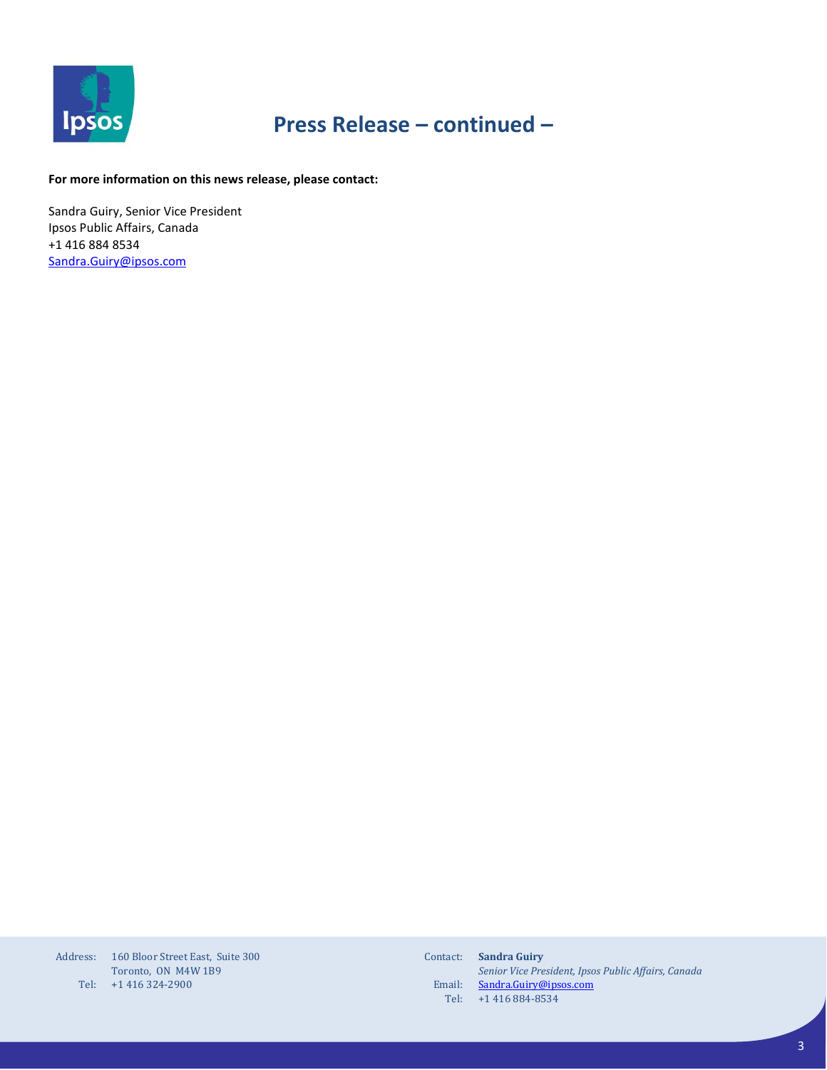## Press Release – continued –

**For more information on this news release, please contact:**

Sandra Guiry, Senior Vice President
Ipsos Public Affairs, Canada
+1 416 884 8534
Sandra.Guiry@ipsos.com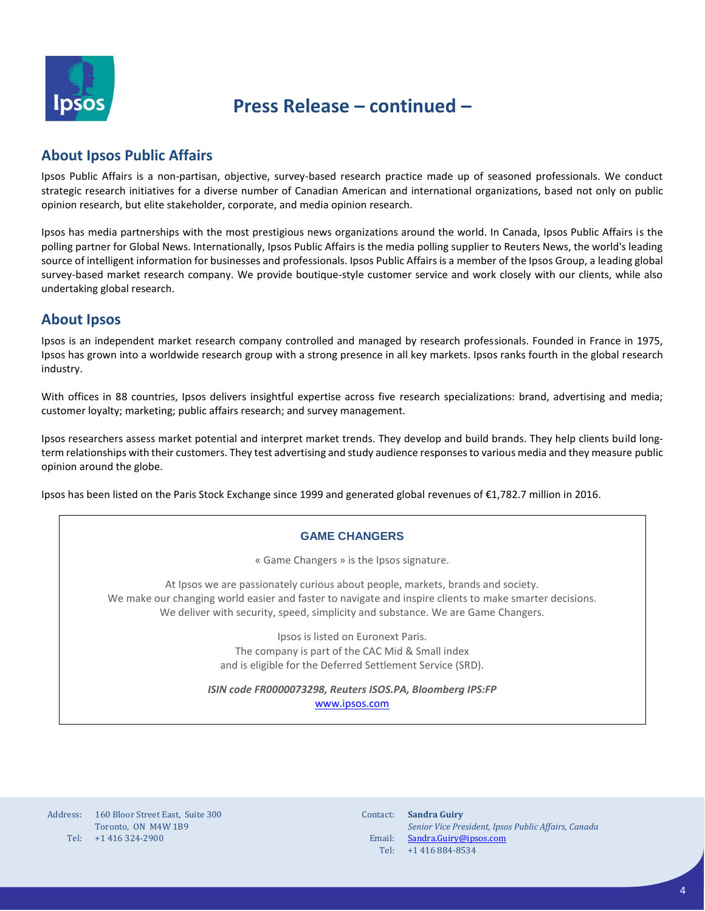# Press Release – continued –

## About Ipsos Public Affairs

Ipsos Public Affairs is a non-partisan, objective, survey-based research practice made up of seasoned professionals. We conduct strategic research initiatives for a diverse number of Canadian American and international organizations, based not only on public opinion research, but elite stakeholder, corporate, and media opinion research.

Ipsos has media partnerships with the most prestigious news organizations around the world. In Canada, Ipsos Public Affairs is the polling partner for Global News. Internationally, Ipsos Public Affairs is the media polling supplier to Reuters News, the world's leading source of intelligent information for businesses and professionals. Ipsos Public Affairs is a member of the Ipsos Group, a leading global survey-based market research company. We provide boutique-style customer service and work closely with our clients, while also undertaking global research.

## About Ipsos

Ipsos is an independent market research company controlled and managed by research professionals. Founded in France in 1975, Ipsos has grown into a worldwide research group with a strong presence in all key markets. Ipsos ranks fourth in the global research industry.

With offices in 88 countries, Ipsos delivers insightful expertise across five research specializations: brand, advertising and media; customer loyalty; marketing; public affairs research; and survey management.

Ipsos researchers assess market potential and interpret market trends. They develop and build brands. They help clients build long-term relationships with their customers. They test advertising and study audience responses to various media and they measure public opinion around the globe.

Ipsos has been listed on the Paris Stock Exchange since 1999 and generated global revenues of €1,782.7 million in 2016.

### GAME CHANGERS

« Game Changers » is the Ipsos signature.

At Ipsos we are passionately curious about people, markets, brands and society.
We make our changing world easier and faster to navigate and inspire clients to make smarter decisions.
We deliver with security, speed, simplicity and substance. We are Game Changers.

Ipsos is listed on Euronext Paris.
The company is part of the CAC Mid & Small index
and is eligible for the Deferred Settlement Service (SRD).

***ISIN code FR0000073298, Reuters ISOS.PA, Bloomberg IPS:FP***
www.ipsos.com

Address: 160 Bloor Street East, Suite 300
Toronto, ON M4W 1B9
Tel: +1 416 324-2900

Contact: **Sandra Guiry**
*Senior Vice President, Ipsos Public Affairs, Canada*
Email: Sandra.Guiry@ipsos.com
Tel: +1 416 884-8534